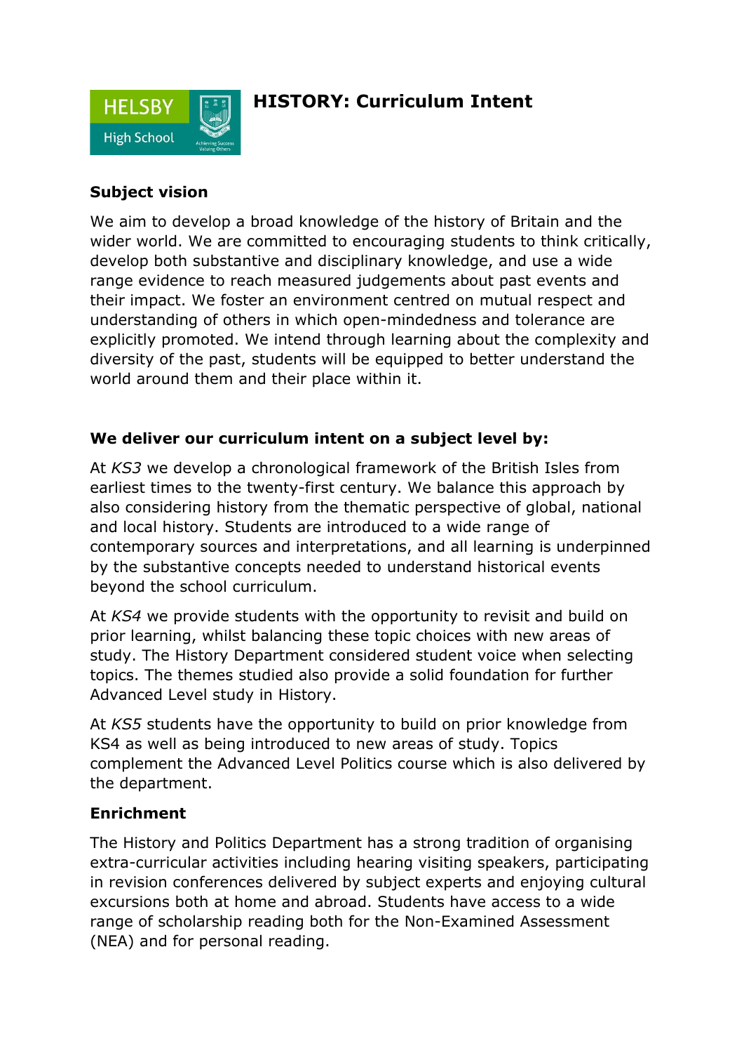HELSBY High School

# HISTORY: Curriculum Intent

## Subject vision

We aim to develop a broad knowledge of the history of Britain and the wider world. We are committed to encouraging students to think critically, develop both substantive and disciplinary knowledge, and use a wide range evidence to reach measured judgements about past events and their impact. We foster an environment centred on mutual respect and understanding of others in which open-mindedness and tolerance are explicitly promoted. We intend through learning about the complexity and diversity of the past, students will be equipped to better understand the world around them and their place within it.

## We deliver our curriculum intent on a subject level by:

At *KS3* we develop a chronological framework of the British Isles from earliest times to the twenty-first century. We balance this approach by also considering history from the thematic perspective of global, national and local history. Students are introduced to a wide range of contemporary sources and interpretations, and all learning is underpinned by the substantive concepts needed to understand historical events beyond the school curriculum.

At *KS4* we provide students with the opportunity to revisit and build on prior learning, whilst balancing these topic choices with new areas of study. The History Department considered student voice when selecting topics. The themes studied also provide a solid foundation for further Advanced Level study in History.

At *KS5* students have the opportunity to build on prior knowledge from KS4 as well as being introduced to new areas of study. Topics complement the Advanced Level Politics course which is also delivered by the department.

## Enrichment

The History and Politics Department has a strong tradition of organising extra-curricular activities including hearing visiting speakers, participating in revision conferences delivered by subject experts and enjoying cultural excursions both at home and abroad. Students have access to a wide range of scholarship reading both for the Non-Examined Assessment (NEA) and for personal reading.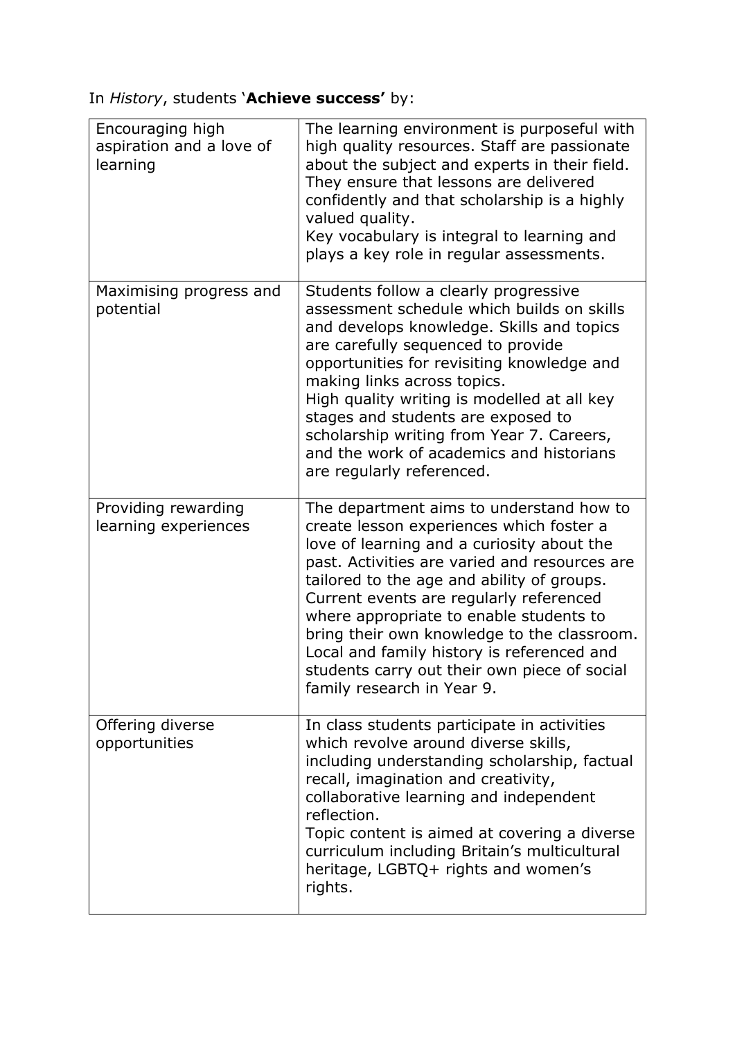In *History*, students '**Achieve success'** by:

| | |
|---|---|
| Encouraging high aspiration and a love of learning | The learning environment is purposeful with high quality resources. Staff are passionate about the subject and experts in their field. They ensure that lessons are delivered confidently and that scholarship is a highly valued quality.<br>Key vocabulary is integral to learning and plays a key role in regular assessments. |
| Maximising progress and potential | Students follow a clearly progressive assessment schedule which builds on skills and develops knowledge. Skills and topics are carefully sequenced to provide opportunities for revisiting knowledge and making links across topics.<br>High quality writing is modelled at all key stages and students are exposed to scholarship writing from Year 7. Careers, and the work of academics and historians are regularly referenced. |
| Providing rewarding learning experiences | The department aims to understand how to create lesson experiences which foster a love of learning and a curiosity about the past. Activities are varied and resources are tailored to the age and ability of groups. Current events are regularly referenced where appropriate to enable students to bring their own knowledge to the classroom. Local and family history is referenced and students carry out their own piece of social family research in Year 9. |
| Offering diverse opportunities | In class students participate in activities which revolve around diverse skills, including understanding scholarship, factual recall, imagination and creativity, collaborative learning and independent reflection.<br>Topic content is aimed at covering a diverse curriculum including Britain's multicultural heritage, LGBTQ+ rights and women's rights. |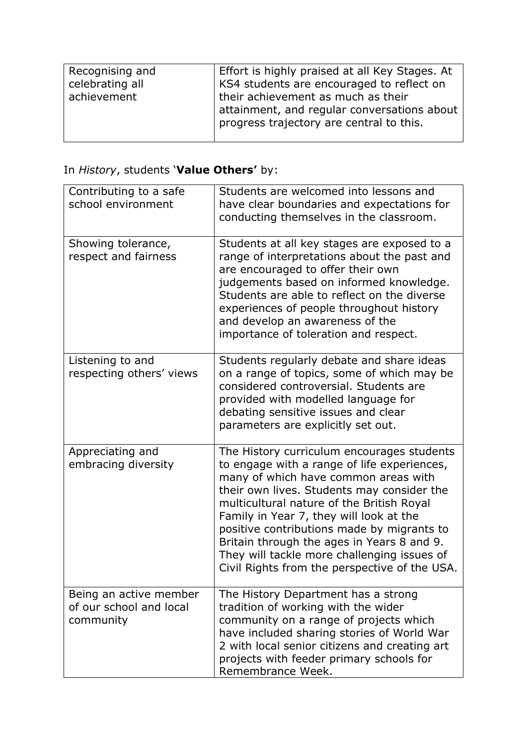| Recognising and celebrating all achievement | Effort is highly praised at all Key Stages. At KS4 students are encouraged to reflect on their achievement as much as their attainment, and regular conversations about progress trajectory are central to this. |
|---|---|

In *History*, students '**Value Others'** by:

| Contributing to a safe school environment | Students are welcomed into lessons and have clear boundaries and expectations for conducting themselves in the classroom. |
|---|---|
| Showing tolerance, respect and fairness | Students at all key stages are exposed to a range of interpretations about the past and are encouraged to offer their own judgements based on informed knowledge. Students are able to reflect on the diverse experiences of people throughout history and develop an awareness of the importance of toleration and respect. |
| Listening to and respecting others' views | Students regularly debate and share ideas on a range of topics, some of which may be considered controversial. Students are provided with modelled language for debating sensitive issues and clear parameters are explicitly set out. |
| Appreciating and embracing diversity | The History curriculum encourages students to engage with a range of life experiences, many of which have common areas with their own lives. Students may consider the multicultural nature of the British Royal Family in Year 7, they will look at the positive contributions made by migrants to Britain through the ages in Years 8 and 9. They will tackle more challenging issues of Civil Rights from the perspective of the USA. |
| Being an active member of our school and local community | The History Department has a strong tradition of working with the wider community on a range of projects which have included sharing stories of World War 2 with local senior citizens and creating art projects with feeder primary schools for Remembrance Week. |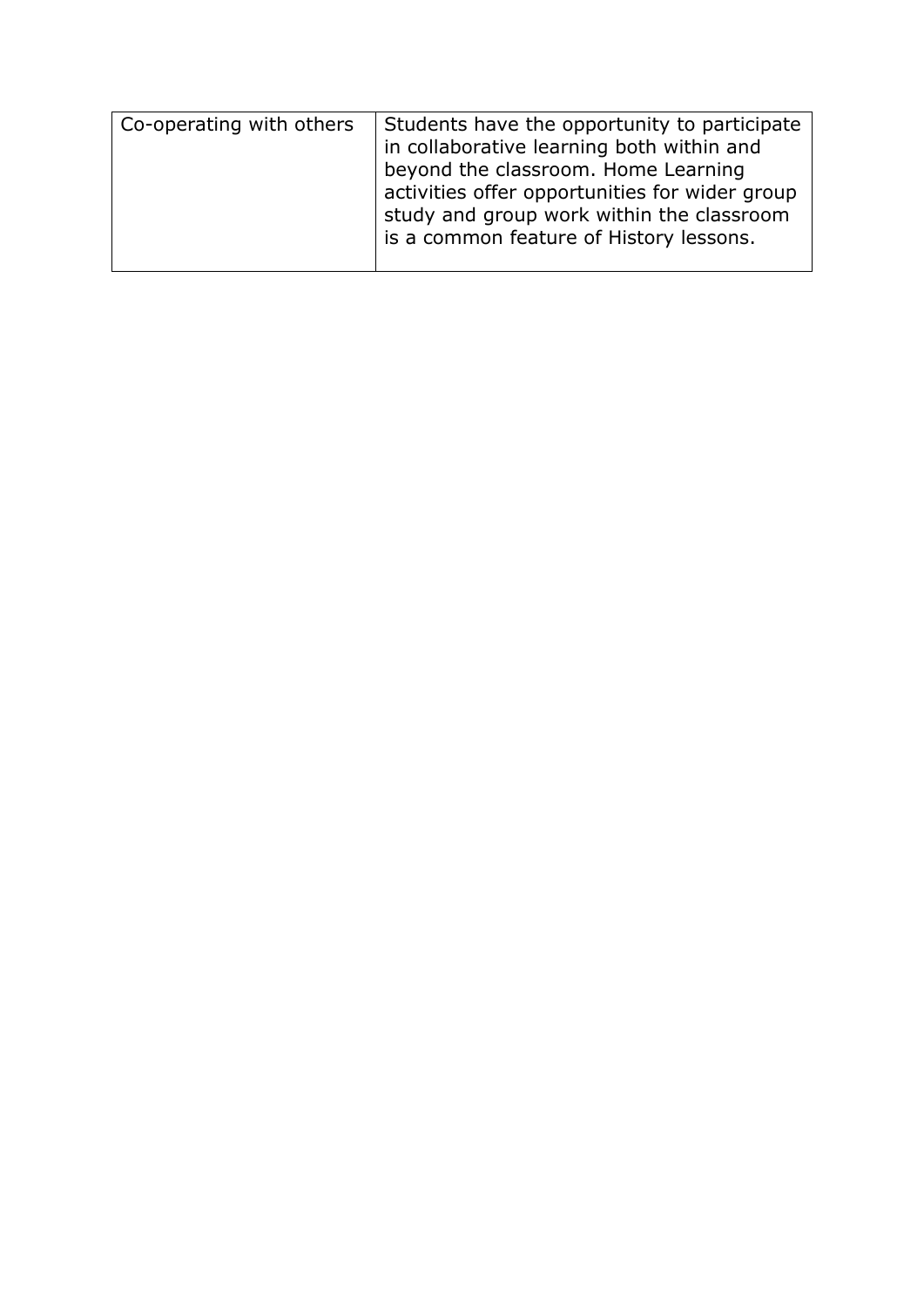| | |
|---|---|
| Co-operating with others | Students have the opportunity to participate in collaborative learning both within and beyond the classroom. Home Learning activities offer opportunities for wider group study and group work within the classroom is a common feature of History lessons. |